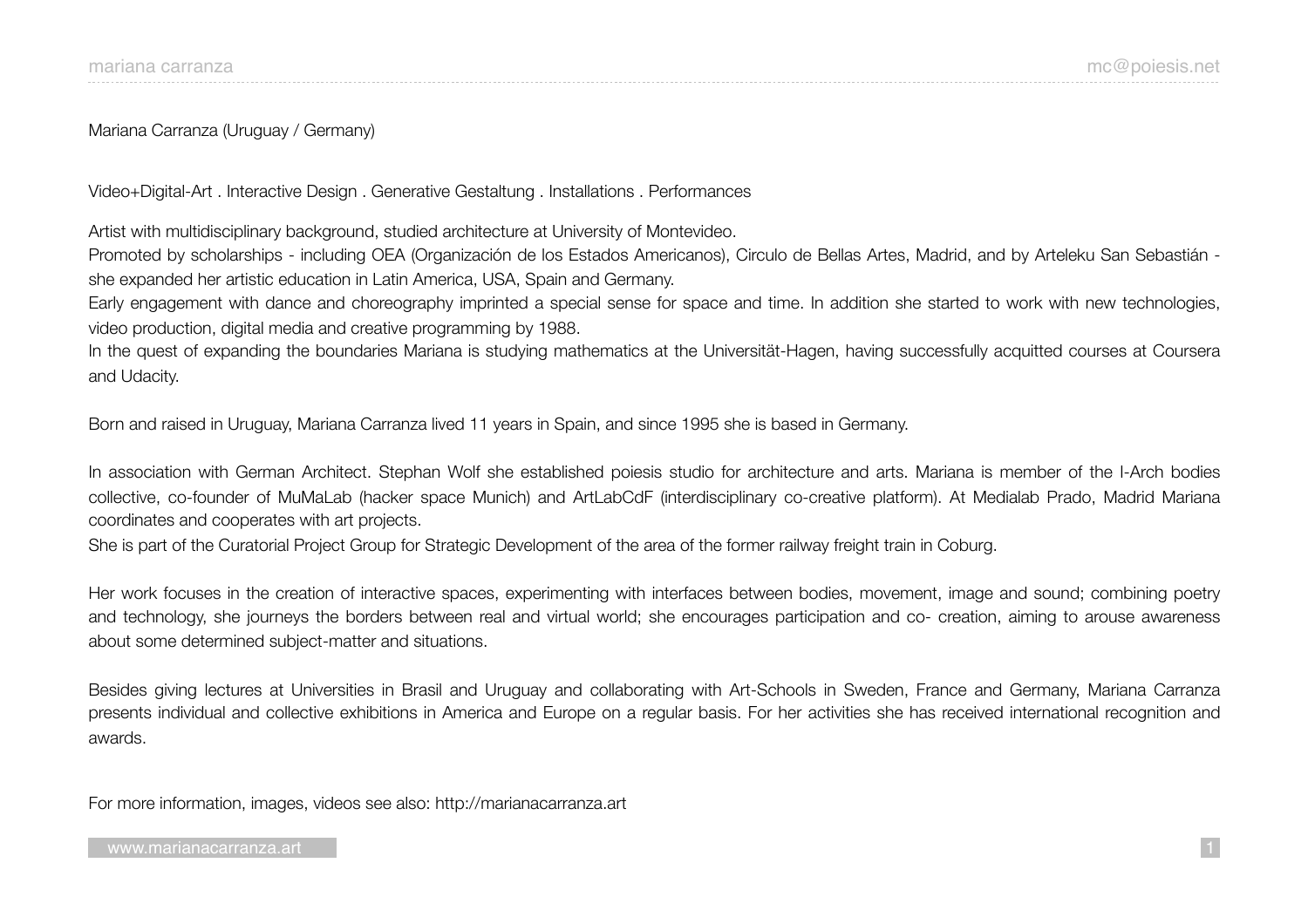Mariana Carranza (Uruguay / Germany)

Video+Digital-Art . Interactive Design . Generative Gestaltung . Installations . Performances

Artist with multidisciplinary background, studied architecture at University of Montevideo.
Promoted by scholarships - including OEA (Organización de los Estados Americanos), Circulo de Bellas Artes, Madrid, and by Arteleku San Sebastián - she expanded her artistic education in Latin America, USA, Spain and Germany.
Early engagement with dance and choreography imprinted a special sense for space and time. In addition she started to work with new technologies, video production, digital media and creative programming by 1988.
In the quest of expanding the boundaries Mariana is studying mathematics at the Universität-Hagen, having successfully acquitted courses at Coursera and Udacity.

Born and raised in Uruguay, Mariana Carranza lived 11 years in Spain, and since 1995 she is based in Germany.

In association with German Architect. Stephan Wolf she established poiesis studio for architecture and arts. Mariana is member of the I-Arch bodies collective, co-founder of MuMaLab (hacker space Munich) and ArtLabCdF (interdisciplinary co-creative platform). At Medialab Prado, Madrid Mariana coordinates and cooperates with art projects.
She is part of the Curatorial Project Group for Strategic Development of the area of the former railway freight train in Coburg.

Her work focuses in the creation of interactive spaces, experimenting with interfaces between bodies, movement, image and sound; combining poetry and technology, she journeys the borders between real and virtual world; she encourages participation and co- creation, aiming to arouse awareness about some determined subject-matter and situations.

Besides giving lectures at Universities in Brasil and Uruguay and collaborating with Art-Schools in Sweden, France and Germany, Mariana Carranza presents individual and collective exhibitions in America and Europe on a regular basis. For her activities she has received international recognition and awards.

For more information, images, videos see also: http://marianacarranza.art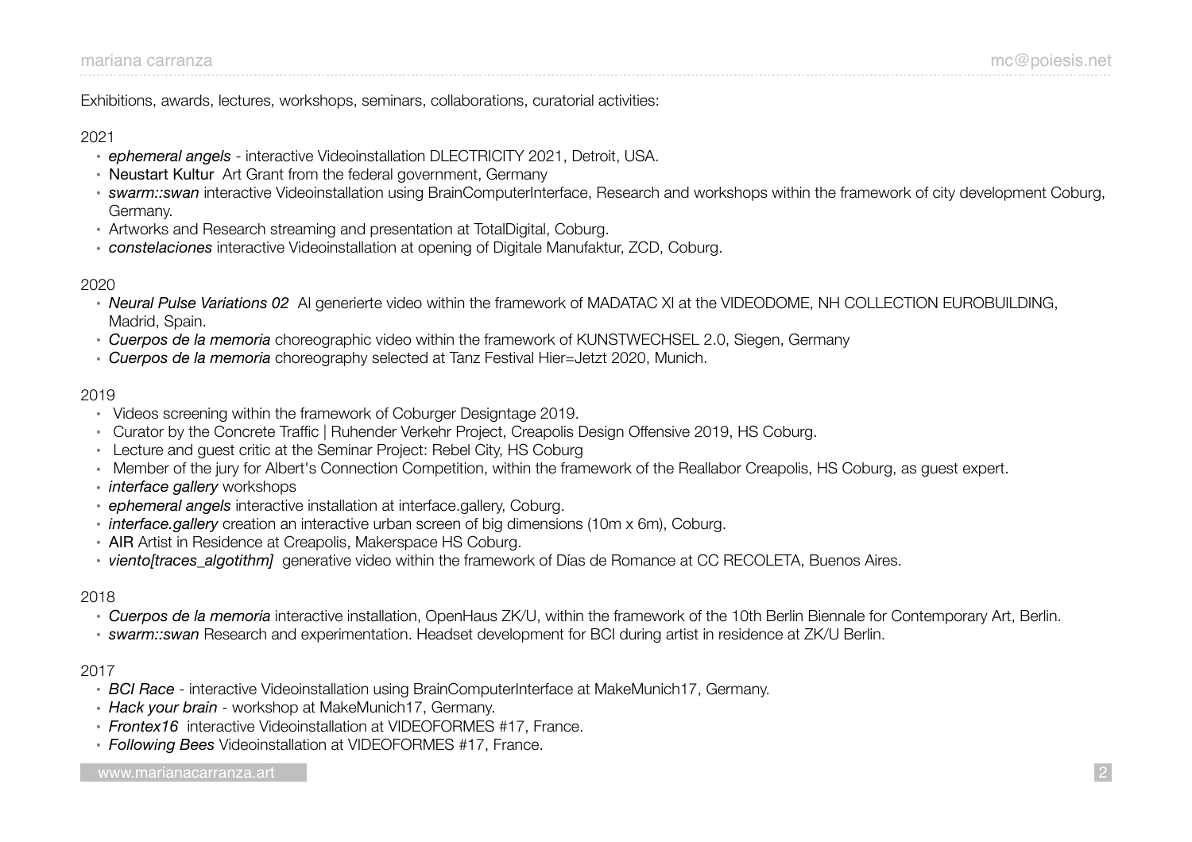Exhibitions, awards, lectures, workshops, seminars, collaborations, curatorial activities:

2021

- *ephemeral angels* - interactive Videoinstallation DLECTRICITY 2021, Detroit, USA.
- Neustart Kultur Art Grant from the federal government, Germany
- *swarm::swan* interactive Videoinstallation using BrainComputerInterface, Research and workshops within the framework of city development Coburg, Germany.
- Artworks and Research streaming and presentation at TotalDigital, Coburg.
- *constelaciones* interactive Videoinstallation at opening of Digitale Manufaktur, ZCD, Coburg.

2020

- *Neural Pulse Variations 02* AI generierte video within the framework of MADATAC XI at the VIDEODOME, NH COLLECTION EUROBUILDING, Madrid, Spain.
- *Cuerpos de la memoria* choreographic video within the framework of KUNSTWECHSEL 2.0, Siegen, Germany
- *Cuerpos de la memoria* choreography selected at Tanz Festival Hier=Jetzt 2020, Munich.

2019

- Videos screening within the framework of Coburger Designtage 2019.
- Curator by the Concrete Traffic | Ruhender Verkehr Project, Creapolis Design Offensive 2019, HS Coburg.
- Lecture and guest critic at the Seminar Project: Rebel City, HS Coburg
- Member of the jury for Albert's Connection Competition, within the framework of the Reallabor Creapolis, HS Coburg, as guest expert.
- *interface gallery* workshops
- *ephemeral angels* interactive installation at interface.gallery, Coburg.
- *interface.gallery* creation an interactive urban screen of big dimensions (10m x 6m), Coburg.
- AIR Artist in Residence at Creapolis, Makerspace HS Coburg.
- *viento[traces_algotithm]* generative video within the framework of Días de Romance at CC RECOLETA, Buenos Aires.

2018

- *Cuerpos de la memoria* interactive installation, OpenHaus ZK/U, within the framework of the 10th Berlin Biennale for Contemporary Art, Berlin.
- *swarm::swan* Research and experimentation. Headset development for BCI during artist in residence at ZK/U Berlin.

2017

- *BCI Race* - interactive Videoinstallation using BrainComputerInterface at MakeMunich17, Germany.
- *Hack your brain* - workshop at MakeMunich17, Germany.
- *Frontex16* interactive Videoinstallation at VIDEOFORMES #17, France.
- *Following Bees* Videoinstallation at VIDEOFORMES #17, France.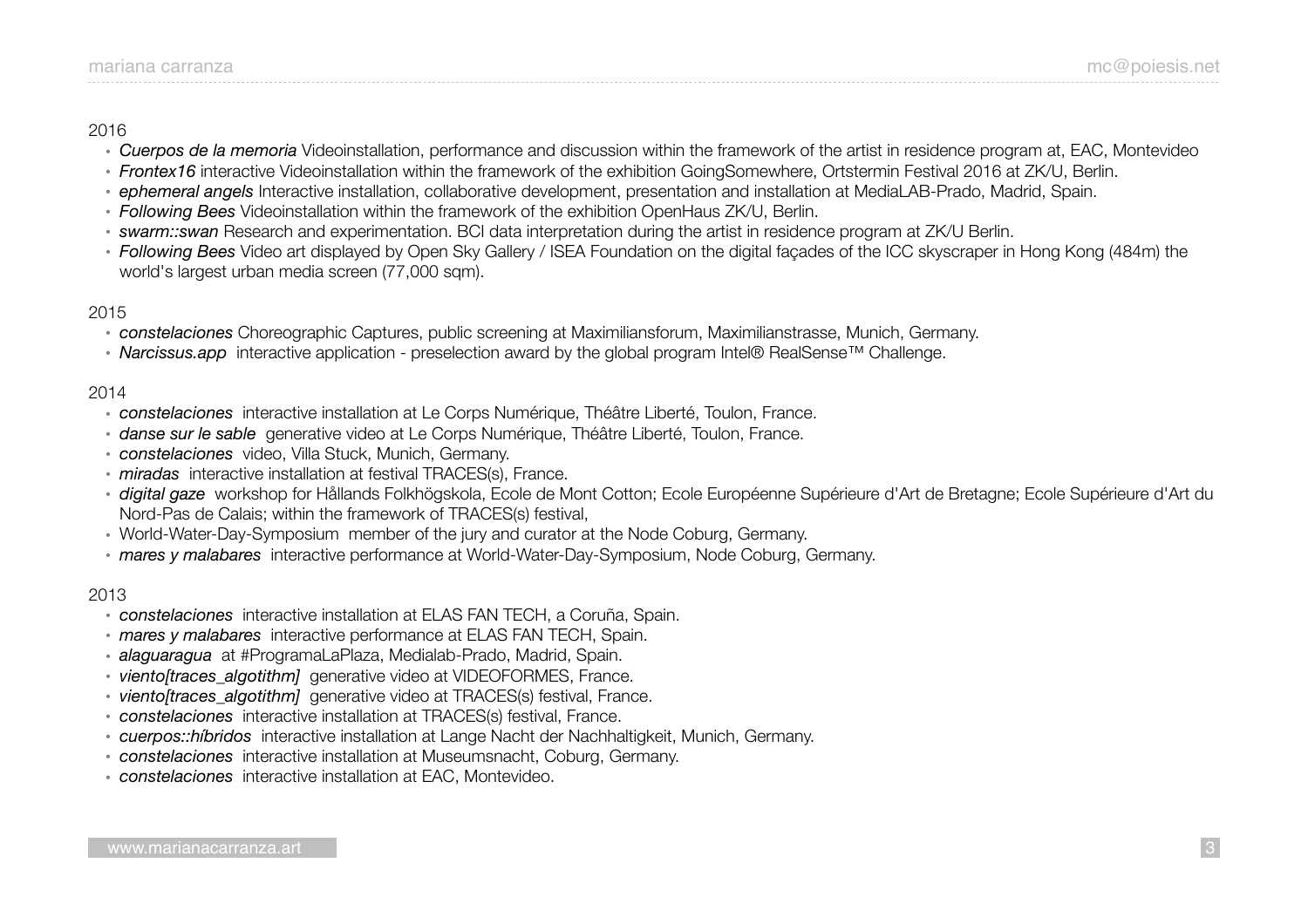2016

- *Cuerpos de la memoria* Videoinstallation, performance and discussion within the framework of the artist in residence program at, EAC, Montevideo
- *Frontex16* interactive Videoinstallation within the framework of the exhibition GoingSomewhere, Ortstermin Festival 2016 at ZK/U, Berlin.
- *ephemeral angels* Interactive installation, collaborative development, presentation and installation at MediaLAB-Prado, Madrid, Spain.
- *Following Bees* Videoinstallation within the framework of the exhibition OpenHaus ZK/U, Berlin.
- *swarm::swan* Research and experimentation. BCI data interpretation during the artist in residence program at ZK/U Berlin.
- *Following Bees* Video art displayed by Open Sky Gallery / ISEA Foundation on the digital façades of the ICC skyscraper in Hong Kong (484m) the world's largest urban media screen (77,000 sqm).

2015

- *constelaciones* Choreographic Captures, public screening at Maximiliansforum, Maximilianstrasse, Munich, Germany.
- *Narcissus.app* interactive application - preselection award by the global program Intel® RealSense™ Challenge.

2014

- *constelaciones* interactive installation at Le Corps Numérique, Théâtre Liberté, Toulon, France.
- *danse sur le sable* generative video at Le Corps Numérique, Théâtre Liberté, Toulon, France.
- *constelaciones* video, Villa Stuck, Munich, Germany.
- *miradas* interactive installation at festival TRACES(s), France.
- *digital gaze* workshop for Hållands Folkhögskola, Ecole de Mont Cotton; Ecole Européenne Supérieure d'Art de Bretagne; Ecole Supérieure d'Art du Nord-Pas de Calais; within the framework of TRACES(s) festival,
- World-Water-Day-Symposium member of the jury and curator at the Node Coburg, Germany.
- *mares y malabares* interactive performance at World-Water-Day-Symposium, Node Coburg, Germany.

2013

- *constelaciones* interactive installation at ELAS FAN TECH, a Coruña, Spain.
- *mares y malabares* interactive performance at ELAS FAN TECH, Spain.
- *alaguaragua* at #ProgramaLaPlaza, Medialab-Prado, Madrid, Spain.
- *viento[traces_algotithm]* generative video at VIDEOFORMES, France.
- *viento[traces_algotithm]* generative video at TRACES(s) festival, France.
- *constelaciones* interactive installation at TRACES(s) festival, France.
- *cuerpos::híbridos* interactive installation at Lange Nacht der Nachhaltigkeit, Munich, Germany.
- *constelaciones* interactive installation at Museumsnacht, Coburg, Germany.
- *constelaciones* interactive installation at EAC, Montevideo.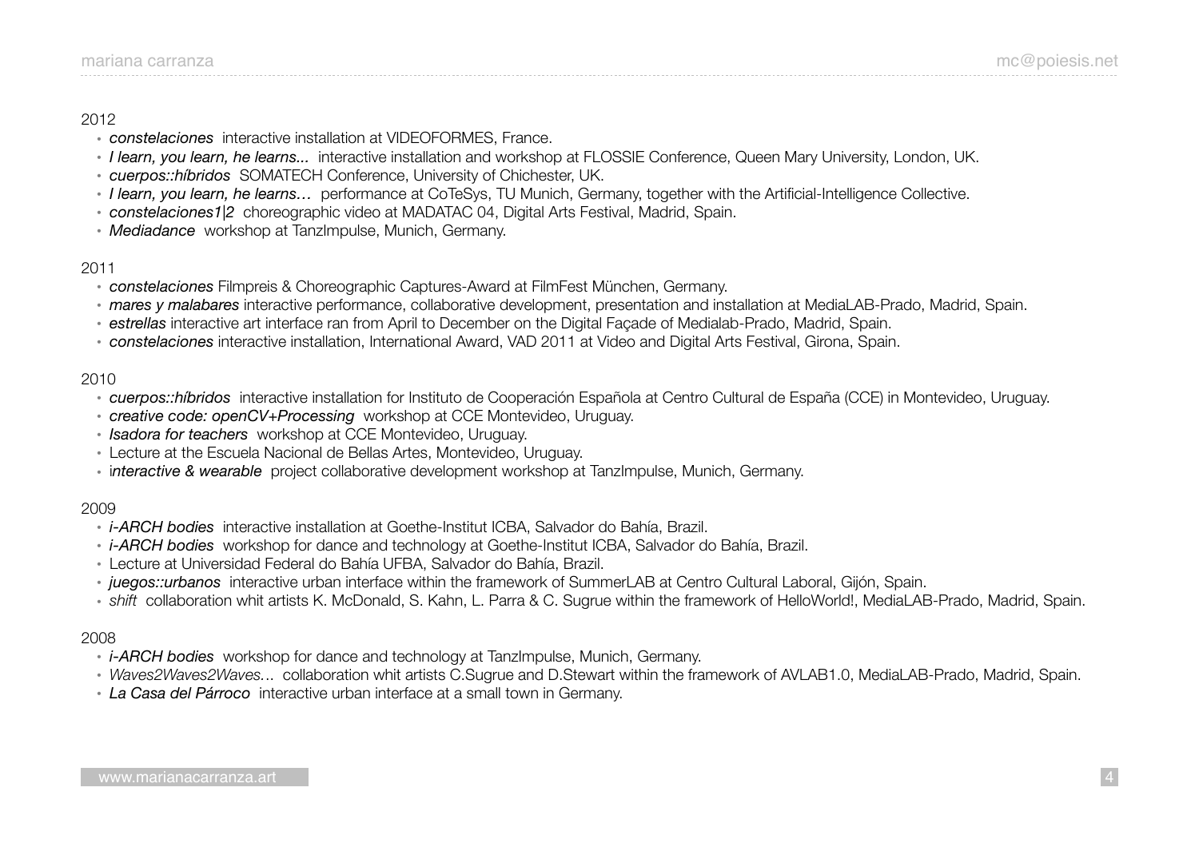2012

- *constelaciones* interactive installation at VIDEOFORMES, France.
- *I learn, you learn, he learns...* interactive installation and workshop at FLOSSIE Conference, Queen Mary University, London, UK.
- *cuerpos::híbridos* SOMATECH Conference, University of Chichester, UK.
- *I learn, you learn, he learns…* performance at CoTeSys, TU Munich, Germany, together with the Artificial-Intelligence Collective.
- *constelaciones1|2* choreographic video at MADATAC 04, Digital Arts Festival, Madrid, Spain.
- *Mediadance* workshop at TanzImpulse, Munich, Germany.

2011

- *constelaciones* Filmpreis & Choreographic Captures-Award at FilmFest München, Germany.
- *mares y malabares* interactive performance, collaborative development, presentation and installation at MediaLAB-Prado, Madrid, Spain.
- *estrellas* interactive art interface ran from April to December on the Digital Façade of Medialab-Prado, Madrid, Spain.
- *constelaciones* interactive installation, International Award, VAD 2011 at Video and Digital Arts Festival, Girona, Spain.

2010

- *cuerpos::híbridos* interactive installation for Instituto de Cooperación Española at Centro Cultural de España (CCE) in Montevideo, Uruguay.
- *creative code: openCV+Processing* workshop at CCE Montevideo, Uruguay.
- *Isadora for teachers* workshop at CCE Montevideo, Uruguay.
- Lecture at the Escuela Nacional de Bellas Artes, Montevideo, Uruguay.
- *interactive & wearable* project collaborative development workshop at TanzImpulse, Munich, Germany.

2009

- *i-ARCH bodies* interactive installation at Goethe-Institut ICBA, Salvador do Bahía, Brazil.
- *i-ARCH bodies* workshop for dance and technology at Goethe-Institut ICBA, Salvador do Bahía, Brazil.
- Lecture at Universidad Federal do Bahía UFBA, Salvador do Bahía, Brazil.
- *juegos::urbanos* interactive urban interface within the framework of SummerLAB at Centro Cultural Laboral, Gijón, Spain.
- *shift* collaboration whit artists K. McDonald, S. Kahn, L. Parra & C. Sugrue within the framework of HelloWorld!, MediaLAB-Prado, Madrid, Spain.

2008

- *i-ARCH bodies* workshop for dance and technology at TanzImpulse, Munich, Germany.
- *Waves2Waves2Waves...* collaboration whit artists C.Sugrue and D.Stewart within the framework of AVLAB1.0, MediaLAB-Prado, Madrid, Spain.
- *La Casa del Párroco* interactive urban interface at a small town in Germany.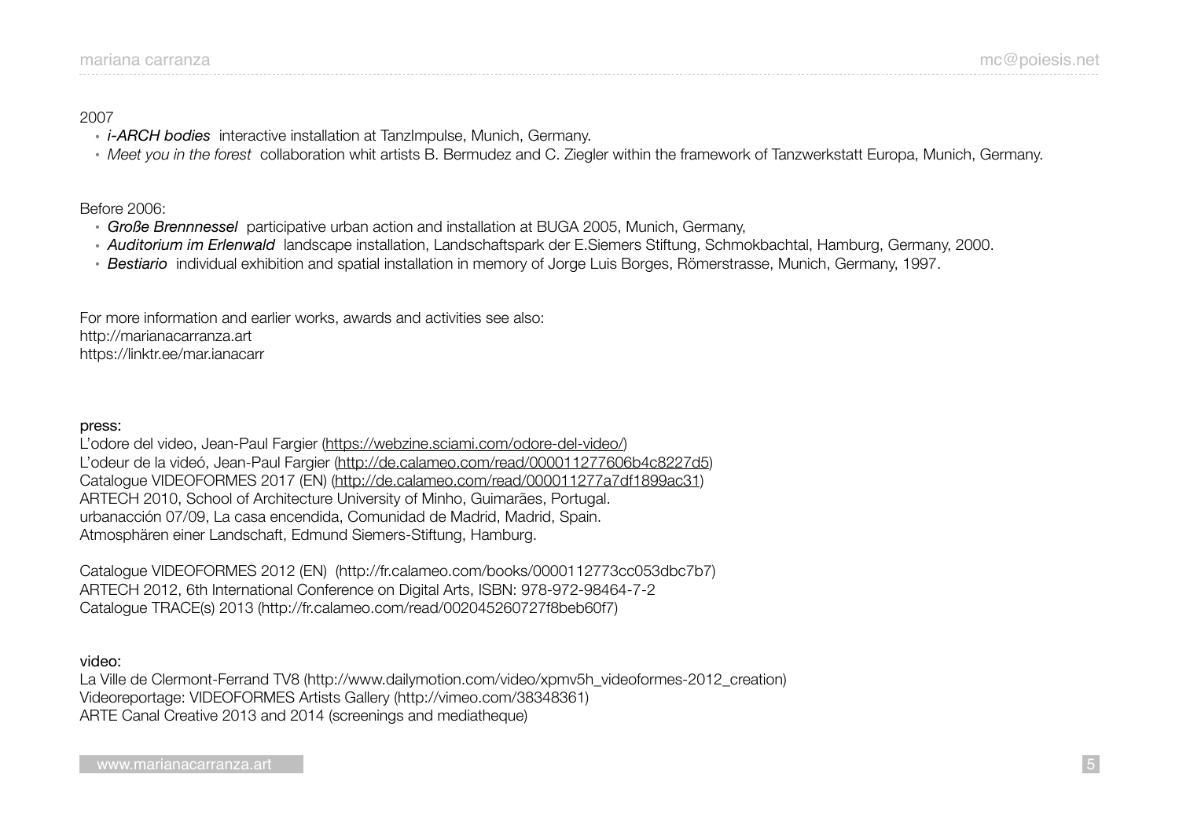2007

- *i-ARCH bodies* interactive installation at TanzImpulse, Munich, Germany.
- *Meet you in the forest* collaboration whit artists B. Bermudez and C. Ziegler within the framework of Tanzwerkstatt Europa, Munich, Germany.

Before 2006:

- ***Große Brennnessel*** participative urban action and installation at BUGA 2005, Munich, Germany,
- ***Auditorium im Erlenwald*** landscape installation, Landschaftspark der E.Siemers Stiftung, Schmokbachtal, Hamburg, Germany, 2000.
- ***Bestiario*** individual exhibition and spatial installation in memory of Jorge Luis Borges, Römerstrasse, Munich, Germany, 1997.

For more information and earlier works, awards and activities see also:
http://marianacarranza.art
https://linktr.ee/mar.ianacarr

press:

L'odore del video, Jean-Paul Fargier (https://webzine.sciami.com/odore-del-video/)
L'odeur de la videó, Jean-Paul Fargier (http://de.calameo.com/read/000011277606b4c8227d5)
Catalogue VIDEOFORMES 2017 (EN) (http://de.calameo.com/read/000011277a7df1899ac31)
ARTECH 2010, School of Architecture University of Minho, Guimarães, Portugal.
urbanacción 07/09, La casa encendida, Comunidad de Madrid, Madrid, Spain.
Atmosphären einer Landschaft, Edmund Siemers-Stiftung, Hamburg.

Catalogue VIDEOFORMES 2012 (EN) (http://fr.calameo.com/books/0000112773cc053dbc7b7)
ARTECH 2012, 6th International Conference on Digital Arts, ISBN: 978-972-98464-7-2
Catalogue TRACE(s) 2013 (http://fr.calameo.com/read/002045260727f8beb60f7)

video:

La Ville de Clermont-Ferrand TV8 (http://www.dailymotion.com/video/xpmv5h_videoformes-2012_creation)
Videoreportage: VIDEOFORMES Artists Gallery (http://vimeo.com/38348361)
ARTE Canal Creative 2013 and 2014 (screenings and mediatheque)